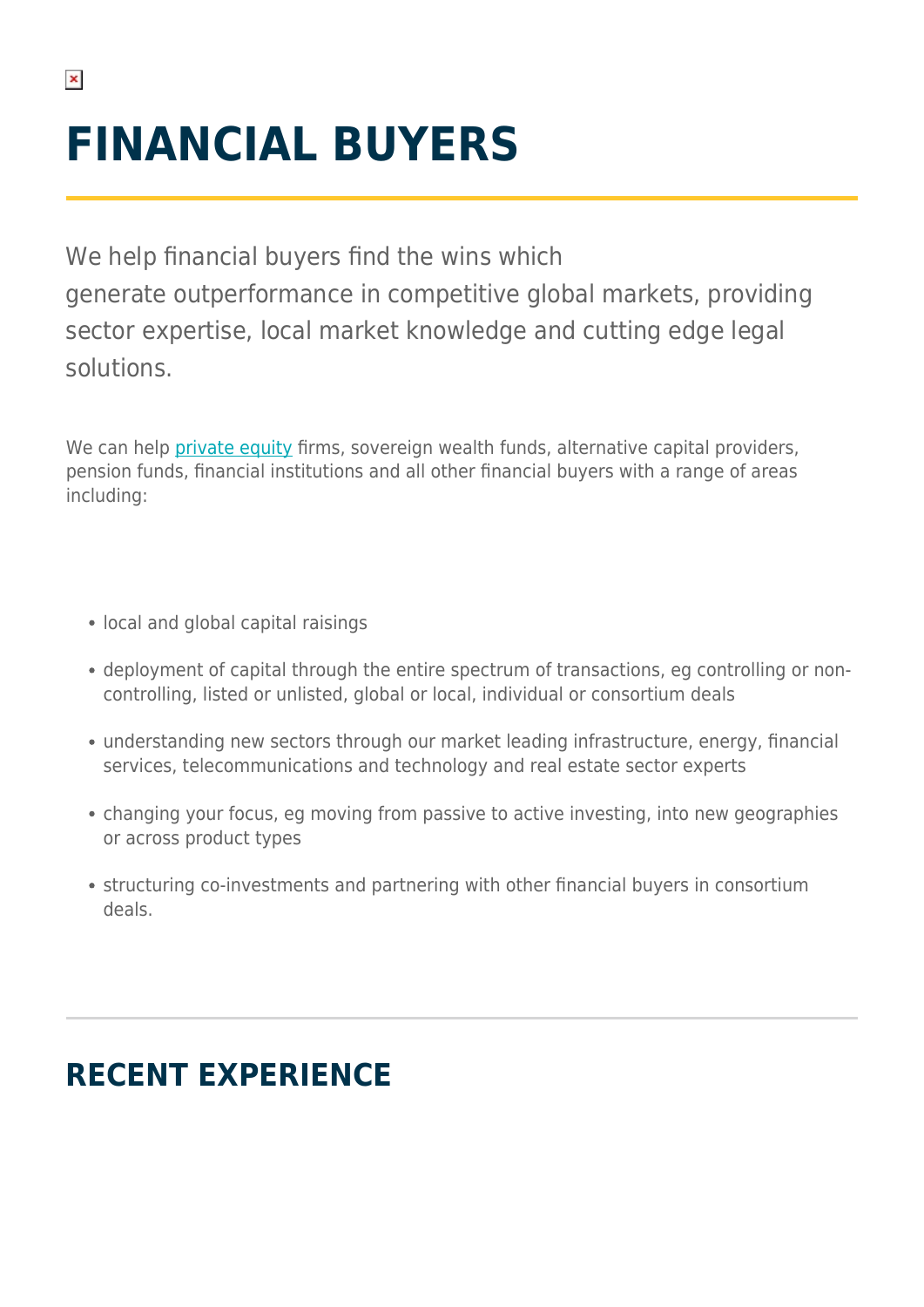# FINANCIAL BUYERS

We help financial buyers find the wins which generate outperformance in competitive global markets, providing sector expertise, local market knowledge and cutting edge legal solutions.

We can help private equity firms, sovereign wealth funds, alternative capital providers, pension funds, financial institutions and all other financial buyers with a range of areas including:

- local and global capital raisings
- deployment of capital through the entire spectrum of transactions, eg controlling or non-controlling, listed or unlisted, global or local, individual or consortium deals
- understanding new sectors through our market leading infrastructure, energy, financial services, telecommunications and technology and real estate sector experts
- changing your focus, eg moving from passive to active investing, into new geographies or across product types
- structuring co-investments and partnering with other financial buyers in consortium deals.

## RECENT EXPERIENCE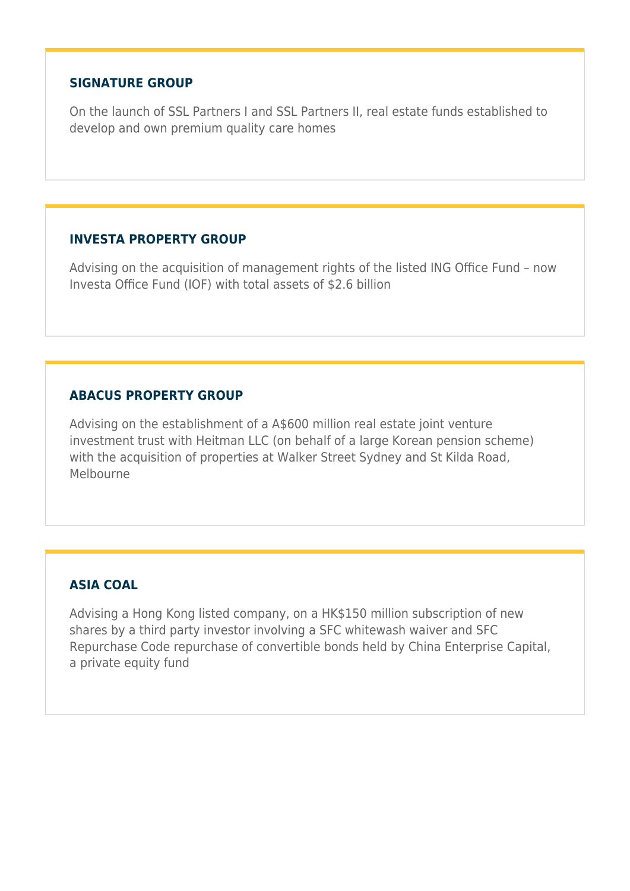### SIGNATURE GROUP

On the launch of SSL Partners I and SSL Partners II, real estate funds established to develop and own premium quality care homes

### INVESTA PROPERTY GROUP

Advising on the acquisition of management rights of the listed ING Office Fund – now Investa Office Fund (IOF) with total assets of $2.6 billion

### ABACUS PROPERTY GROUP

Advising on the establishment of a A$600 million real estate joint venture investment trust with Heitman LLC (on behalf of a large Korean pension scheme) with the acquisition of properties at Walker Street Sydney and St Kilda Road, Melbourne

### ASIA COAL

Advising a Hong Kong listed company, on a HK$150 million subscription of new shares by a third party investor involving a SFC whitewash waiver and SFC Repurchase Code repurchase of convertible bonds held by China Enterprise Capital, a private equity fund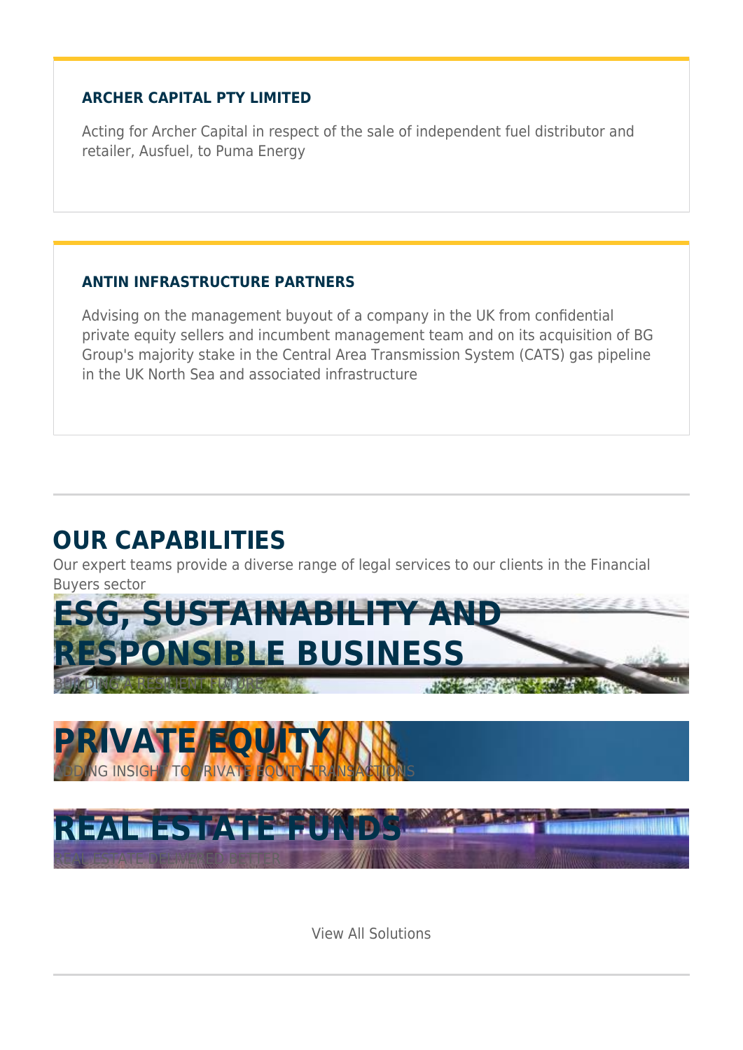### ARCHER CAPITAL PTY LIMITED

Acting for Archer Capital in respect of the sale of independent fuel distributor and retailer, Ausfuel, to Puma Energy

### ANTIN INFRASTRUCTURE PARTNERS

Advising on the management buyout of a company in the UK from confidential private equity sellers and incumbent management team and on its acquisition of BG Group's majority stake in the Central Area Transmission System (CATS) gas pipeline in the UK North Sea and associated infrastructure

## OUR CAPABILITIES

Our expert teams provide a diverse range of legal services to our clients in the Financial Buyers sector

### ESG, SUSTAINABILITY AND RESPONSIBLE BUSINESS

BUILDING A RESILIENT FUTURE

### PRIVATE EQUITY

ADDING INSIGHT TO PRIVATE EQUITY TRANSACTIONS

### REAL ESTATE FUNDS

REAL ESTATE DESIGNED BETTER

View All Solutions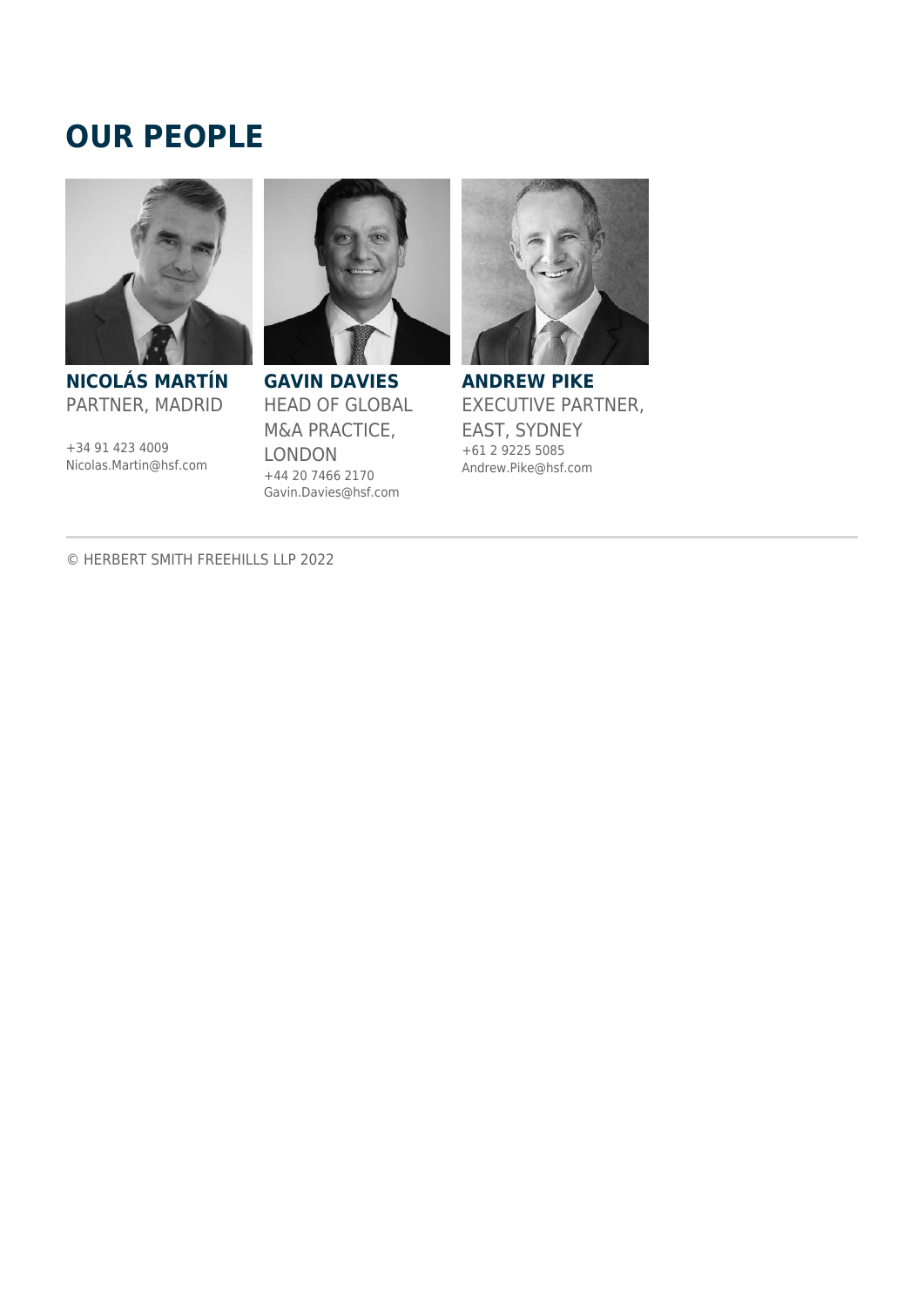# OUR PEOPLE

**NICOLÁS MARTÍN**
PARTNER, MADRID

+34 91 423 4009
Nicolas.Martin@hsf.com

**GAVIN DAVIES**
HEAD OF GLOBAL M&A PRACTICE, LONDON
+44 20 7466 2170
Gavin.Davies@hsf.com

**ANDREW PIKE**
EXECUTIVE PARTNER, EAST, SYDNEY
+61 2 9225 5085
Andrew.Pike@hsf.com

© HERBERT SMITH FREEHILLS LLP 2022